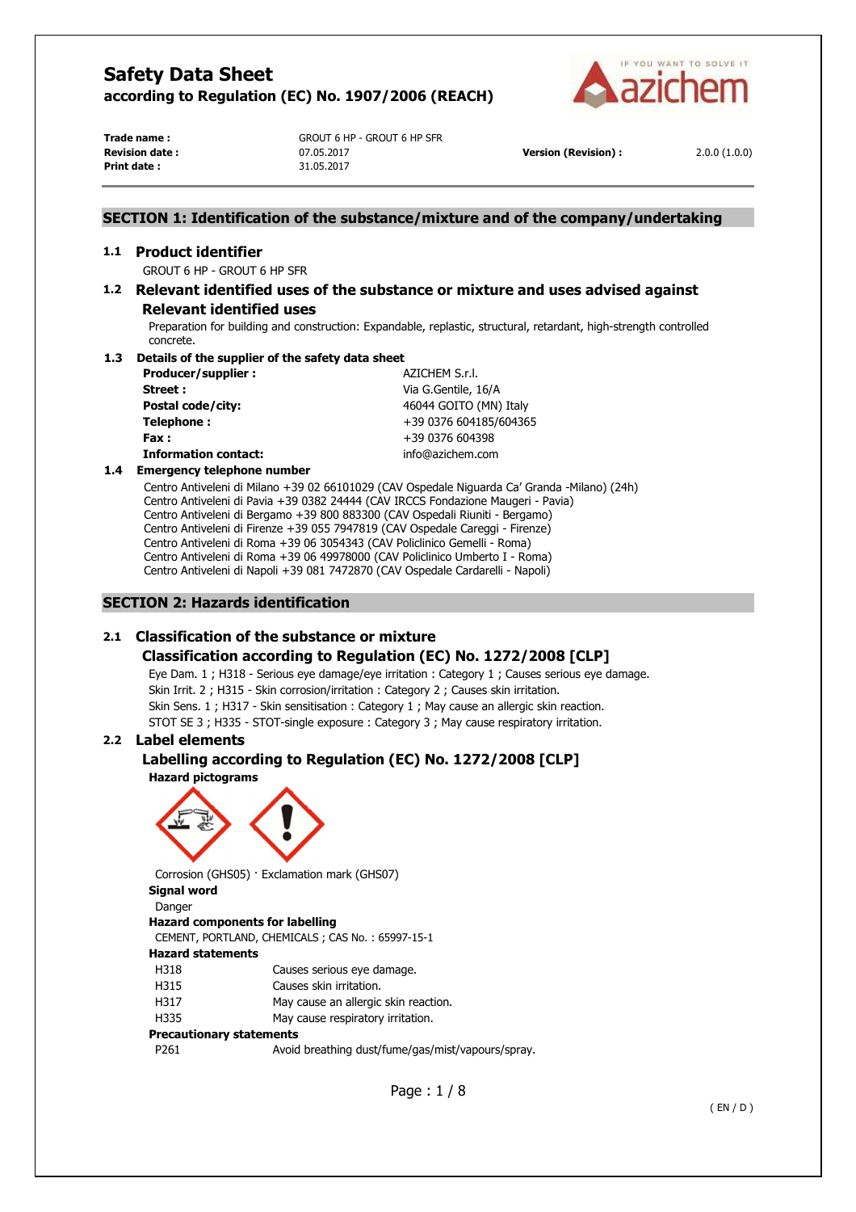# Safety Data Sheet

**according to Regulation (EC) No. 1907/2006 (REACH)**

| | | | |
|---|---|---|---|
| **Trade name :** | GROUT 6 HP - GROUT 6 HP SFR | | |
| **Revision date :** | 07.05.2017 | **Version (Revision) :** | 2.0.0 (1.0.0) |
| **Print date :** | 31.05.2017 | | |

## SECTION 1: Identification of the substance/mixture and of the company/undertaking

### 1.1 Product identifier

GROUT 6 HP - GROUT 6 HP SFR

### 1.2 Relevant identified uses of the substance or mixture and uses advised against

#### Relevant identified uses

Preparation for building and construction: Expandable, replastic, structural, retardant, high-strength controlled concrete.

### 1.3 Details of the supplier of the safety data sheet

| | |
|---|---|
| **Producer/supplier :** | AZICHEM S.r.l. |
| **Street :** | Via G.Gentile, 16/A |
| **Postal code/city:** | 46044 GOITO (MN) Italy |
| **Telephone :** | +39 0376 604185/604365 |
| **Fax :** | +39 0376 604398 |
| **Information contact:** | info@azichem.com |

### 1.4 Emergency telephone number

Centro Antiveleni di Milano +39 02 66101029 (CAV Ospedale Niguarda Ca' Granda -Milano) (24h)
Centro Antiveleni di Pavia +39 0382 24444 (CAV IRCCS Fondazione Maugeri - Pavia)
Centro Antiveleni di Bergamo +39 800 883300 (CAV Ospedali Riuniti - Bergamo)
Centro Antiveleni di Firenze +39 055 7947819 (CAV Ospedale Careggi - Firenze)
Centro Antiveleni di Roma +39 06 3054343 (CAV Policlinico Gemelli - Roma)
Centro Antiveleni di Roma +39 06 49978000 (CAV Policlinico Umberto I - Roma)
Centro Antiveleni di Napoli +39 081 7472870 (CAV Ospedale Cardarelli - Napoli)

## SECTION 2: Hazards identification

### 2.1 Classification of the substance or mixture

#### Classification according to Regulation (EC) No. 1272/2008 [CLP]

Eye Dam. 1 ; H318 - Serious eye damage/eye irritation : Category 1 ; Causes serious eye damage.
Skin Irrit. 2 ; H315 - Skin corrosion/irritation : Category 2 ; Causes skin irritation.
Skin Sens. 1 ; H317 - Skin sensitisation : Category 1 ; May cause an allergic skin reaction.
STOT SE 3 ; H335 - STOT-single exposure : Category 3 ; May cause respiratory irritation.

### 2.2 Label elements

#### Labelling according to Regulation (EC) No. 1272/2008 [CLP]

**Hazard pictograms**

Corrosion (GHS05) · Exclamation mark (GHS07)

**Signal word**

Danger

**Hazard components for labelling**

CEMENT, PORTLAND, CHEMICALS ; CAS No. : 65997-15-1

**Hazard statements**

| | |
|---|---|
| H318 | Causes serious eye damage. |
| H315 | Causes skin irritation. |
| H317 | May cause an allergic skin reaction. |
| H335 | May cause respiratory irritation. |

**Precautionary statements**

| | |
|---|---|
| P261 | Avoid breathing dust/fume/gas/mist/vapours/spray. |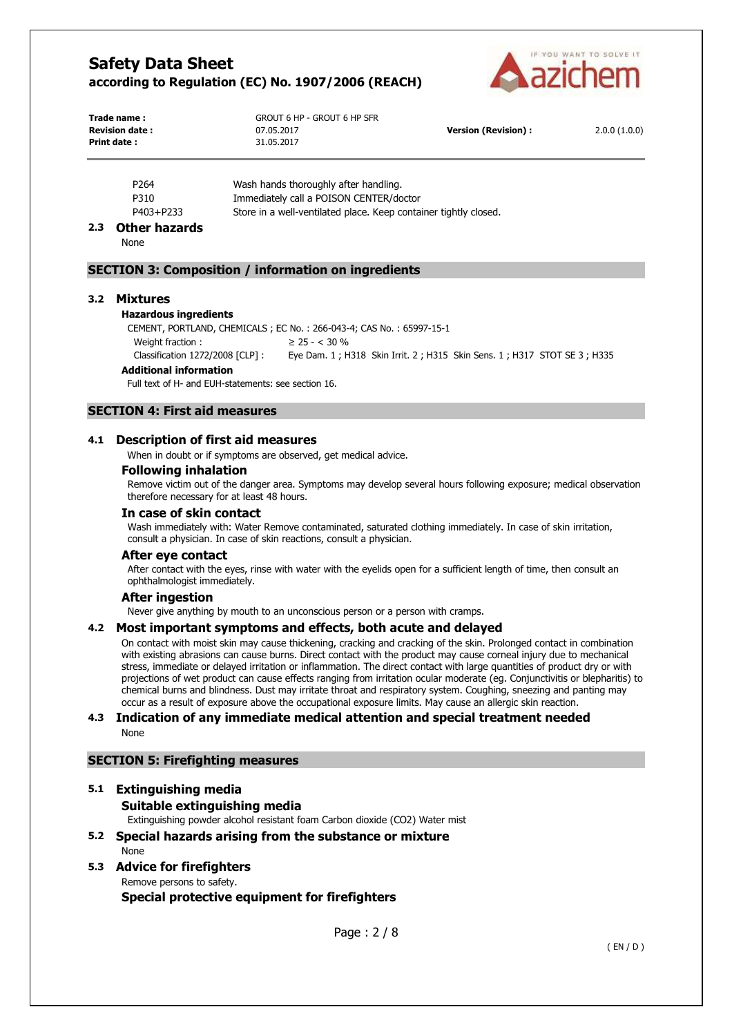| | | |
|---|---|---|
| P264 | Wash hands thoroughly after handling. | |
| P310 | Immediately call a POISON CENTER/doctor | |
| P403+P233 | Store in a well-ventilated place. Keep container tightly closed. | |

### 2.3 Other hazards

None

## SECTION 3: Composition / information on ingredients

### 3.2 Mixtures

**Hazardous ingredients**

CEMENT, PORTLAND, CHEMICALS ; EC No. : 266-043-4; CAS No. : 65997-15-1

Weight fraction : ≥ 25 - < 30 %

Classification 1272/2008 [CLP] : Eye Dam. 1 ; H318 Skin Irrit. 2 ; H315 Skin Sens. 1 ; H317 STOT SE 3 ; H335

**Additional information**

Full text of H- and EUH-statements: see section 16.

## SECTION 4: First aid measures

### 4.1 Description of first aid measures

When in doubt or if symptoms are observed, get medical advice.

#### Following inhalation

Remove victim out of the danger area. Symptoms may develop several hours following exposure; medical observation therefore necessary for at least 48 hours.

#### In case of skin contact

Wash immediately with: Water Remove contaminated, saturated clothing immediately. In case of skin irritation, consult a physician. In case of skin reactions, consult a physician.

#### After eye contact

After contact with the eyes, rinse with water with the eyelids open for a sufficient length of time, then consult an ophthalmologist immediately.

#### After ingestion

Never give anything by mouth to an unconscious person or a person with cramps.

### 4.2 Most important symptoms and effects, both acute and delayed

On contact with moist skin may cause thickening, cracking and cracking of the skin. Prolonged contact in combination with existing abrasions can cause burns. Direct contact with the product may cause corneal injury due to mechanical stress, immediate or delayed irritation or inflammation. The direct contact with large quantities of product dry or with projections of wet product can cause effects ranging from irritation ocular moderate (eg. Conjunctivitis or blepharitis) to chemical burns and blindness. Dust may irritate throat and respiratory system. Coughing, sneezing and panting may occur as a result of exposure above the occupational exposure limits. May cause an allergic skin reaction.

### 4.3 Indication of any immediate medical attention and special treatment needed

None

## SECTION 5: Firefighting measures

### 5.1 Extinguishing media

#### Suitable extinguishing media

Extinguishing powder alcohol resistant foam Carbon dioxide ($CO_2$) Water mist

### 5.2 Special hazards arising from the substance or mixture

None

### 5.3 Advice for firefighters

Remove persons to safety.

#### Special protective equipment for firefighters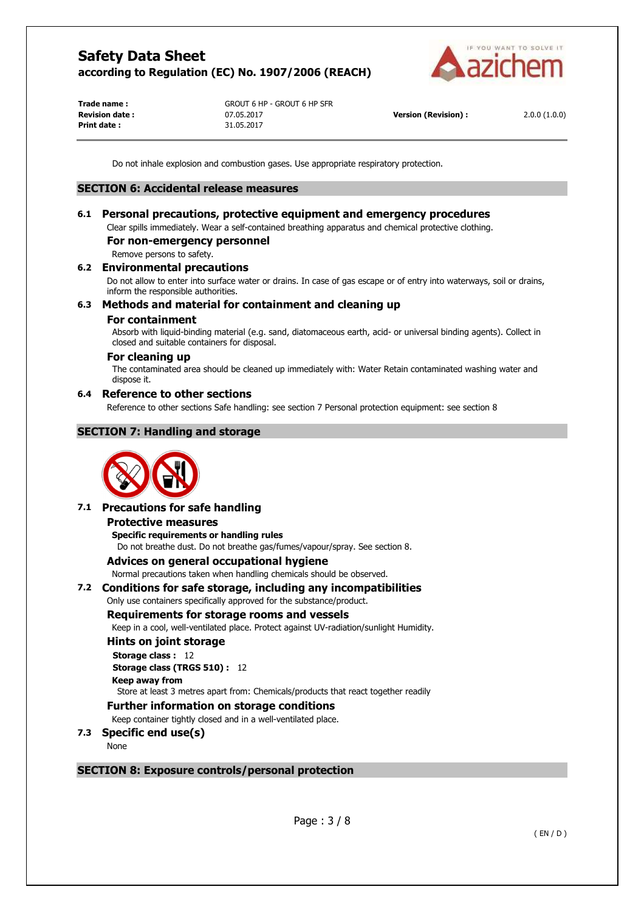Do not inhale explosion and combustion gases. Use appropriate respiratory protection.

## SECTION 6: Accidental release measures

### 6.1 Personal precautions, protective equipment and emergency procedures

Clear spills immediately. Wear a self-contained breathing apparatus and chemical protective clothing.

#### For non-emergency personnel

Remove persons to safety.

### 6.2 Environmental precautions

Do not allow to enter into surface water or drains. In case of gas escape or of entry into waterways, soil or drains, inform the responsible authorities.

### 6.3 Methods and material for containment and cleaning up

#### For containment

Absorb with liquid-binding material (e.g. sand, diatomaceous earth, acid- or universal binding agents). Collect in closed and suitable containers for disposal.

#### For cleaning up

The contaminated area should be cleaned up immediately with: Water Retain contaminated washing water and dispose it.

### 6.4 Reference to other sections

Reference to other sections Safe handling: see section 7 Personal protection equipment: see section 8

## SECTION 7: Handling and storage

### 7.1 Precautions for safe handling

#### Protective measures

**Specific requirements or handling rules**

Do not breathe dust. Do not breathe gas/fumes/vapour/spray. See section 8.

#### Advices on general occupational hygiene

Normal precautions taken when handling chemicals should be observed.

### 7.2 Conditions for safe storage, including any incompatibilities

Only use containers specifically approved for the substance/product.

#### Requirements for storage rooms and vessels

Keep in a cool, well-ventilated place. Protect against UV-radiation/sunlight Humidity.

#### Hints on joint storage

**Storage class :** 12

**Storage class (TRGS 510) :** 12

**Keep away from**

Store at least 3 metres apart from: Chemicals/products that react together readily

#### Further information on storage conditions

Keep container tightly closed and in a well-ventilated place.

### 7.3 Specific end use(s)

None

## SECTION 8: Exposure controls/personal protection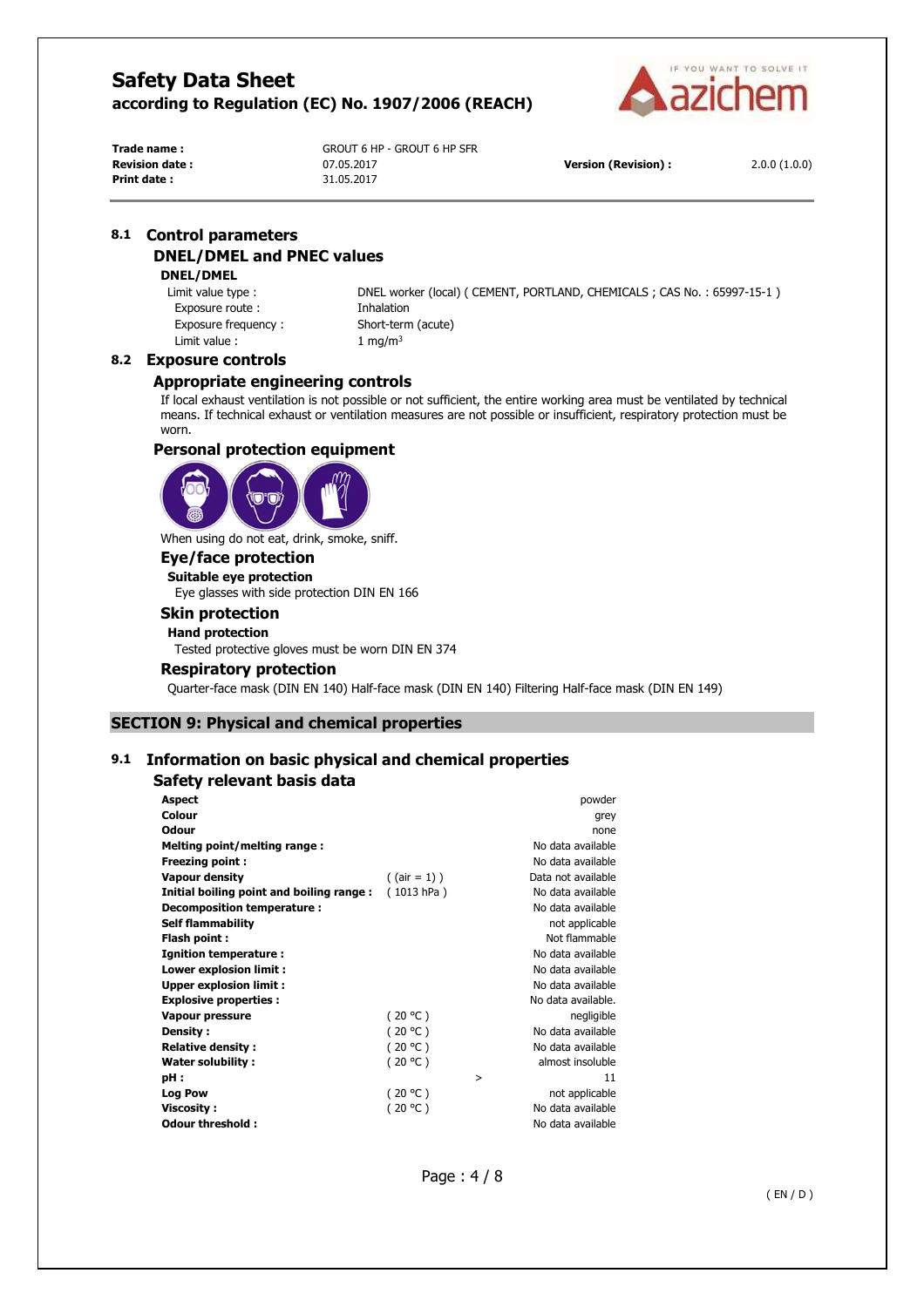## 8.1 Control parameters

### DNEL/DMEL and PNEC values

**DNEL/DMEL**

| | |
|---|---|
| Limit value type : | DNEL worker (local) ( CEMENT, PORTLAND, CHEMICALS ; CAS No. : 65997-15-1 ) |
| Exposure route : | Inhalation |
| Exposure frequency : | Short-term (acute) |
| Limit value : | 1 $mg/m^3$ |

## 8.2 Exposure controls

### Appropriate engineering controls

If local exhaust ventilation is not possible or not sufficient, the entire working area must be ventilated by technical means. If technical exhaust or ventilation measures are not possible or insufficient, respiratory protection must be worn.

### Personal protection equipment

When using do not eat, drink, smoke, sniff.

#### Eye/face protection

**Suitable eye protection**

Eye glasses with side protection DIN EN 166

#### Skin protection

**Hand protection**

Tested protective gloves must be worn DIN EN 374

#### Respiratory protection

Quarter-face mask (DIN EN 140) Half-face mask (DIN EN 140) Filtering Half-face mask (DIN EN 149)

# SECTION 9: Physical and chemical properties

## 9.1 Information on basic physical and chemical properties

### Safety relevant basis data

| Property | Condition | | Value |
|---|---|---|---|
| **Aspect** | | | powder |
| **Colour** | | | grey |
| **Odour** | | | none |
| **Melting point/melting range :** | | | No data available |
| **Freezing point :** | | | No data available |
| **Vapour density** | ( (air = 1) ) | | Data not available |
| **Initial boiling point and boiling range :** | ( 1013 hPa ) | | No data available |
| **Decomposition temperature :** | | | No data available |
| **Self flammability** | | | not applicable |
| **Flash point :** | | | Not flammable |
| **Ignition temperature :** | | | No data available |
| **Lower explosion limit :** | | | No data available |
| **Upper explosion limit :** | | | No data available |
| **Explosive properties :** | | | No data available. |
| **Vapour pressure** | ( 20 °C ) | | negligible |
| **Density :** | ( 20 °C ) | | No data available |
| **Relative density :** | ( 20 °C ) | | No data available |
| **Water solubility :** | ( 20 °C ) | | almost insoluble |
| **pH :** | | > | 11 |
| **Log Pow** | ( 20 °C ) | | not applicable |
| **Viscosity :** | ( 20 °C ) | | No data available |
| **Odour threshold :** | | | No data available |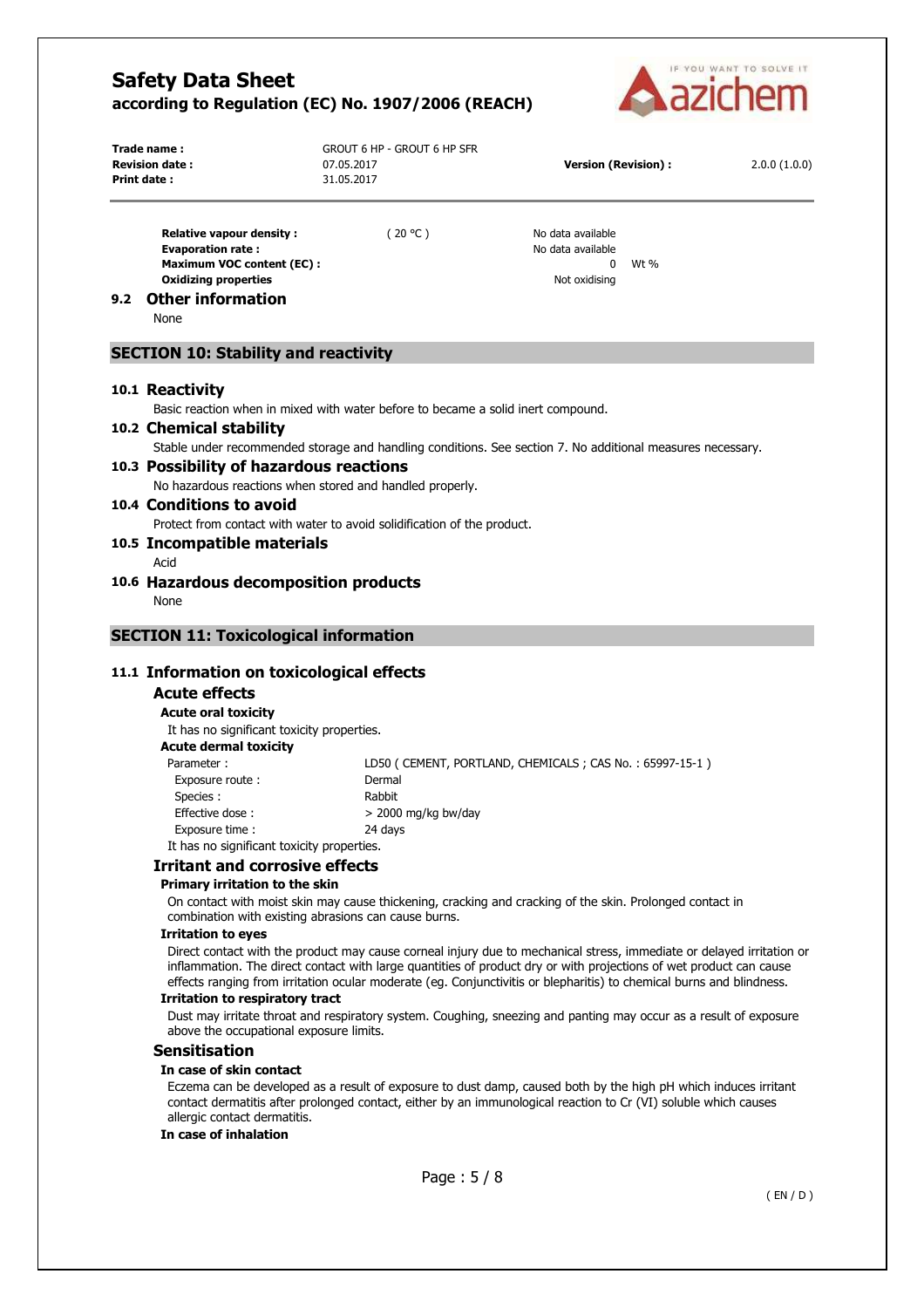| | | | |
|---|---|---|---|
| **Relative vapour density :** | ( 20 °C ) | No data available | |
| **Evaporation rate :** | | No data available | |
| **Maximum VOC content (EC) :** | | 0 | Wt % |
| **Oxidizing properties** | | Not oxidising | |

### 9.2 Other information

None

## SECTION 10: Stability and reactivity

### 10.1 Reactivity

Basic reaction when in mixed with water before to became a solid inert compound.

### 10.2 Chemical stability

Stable under recommended storage and handling conditions. See section 7. No additional measures necessary.

### 10.3 Possibility of hazardous reactions

No hazardous reactions when stored and handled properly.

### 10.4 Conditions to avoid

Protect from contact with water to avoid solidification of the product.

### 10.5 Incompatible materials

Acid

### 10.6 Hazardous decomposition products

None

## SECTION 11: Toxicological information

### 11.1 Information on toxicological effects

#### Acute effects

**Acute oral toxicity**

It has no significant toxicity properties.

**Acute dermal toxicity**

| | |
|---|---|
| Parameter : | LD50 ( CEMENT, PORTLAND, CHEMICALS ; CAS No. : 65997-15-1 ) |
| Exposure route : | Dermal |
| Species : | Rabbit |
| Effective dose : | > 2000 mg/kg bw/day |
| Exposure time : | 24 days |

It has no significant toxicity properties.

#### Irritant and corrosive effects

**Primary irritation to the skin**

On contact with moist skin may cause thickening, cracking and cracking of the skin. Prolonged contact in combination with existing abrasions can cause burns.

**Irritation to eyes**

Direct contact with the product may cause corneal injury due to mechanical stress, immediate or delayed irritation or inflammation. The direct contact with large quantities of product dry or with projections of wet product can cause effects ranging from irritation ocular moderate (eg. Conjunctivitis or blepharitis) to chemical burns and blindness.

**Irritation to respiratory tract**

Dust may irritate throat and respiratory system. Coughing, sneezing and panting may occur as a result of exposure above the occupational exposure limits.

#### Sensitisation

**In case of skin contact**

Eczema can be developed as a result of exposure to dust damp, caused both by the high pH which induces irritant contact dermatitis after prolonged contact, either by an immunological reaction to Cr (VI) soluble which causes allergic contact dermatitis.

**In case of inhalation**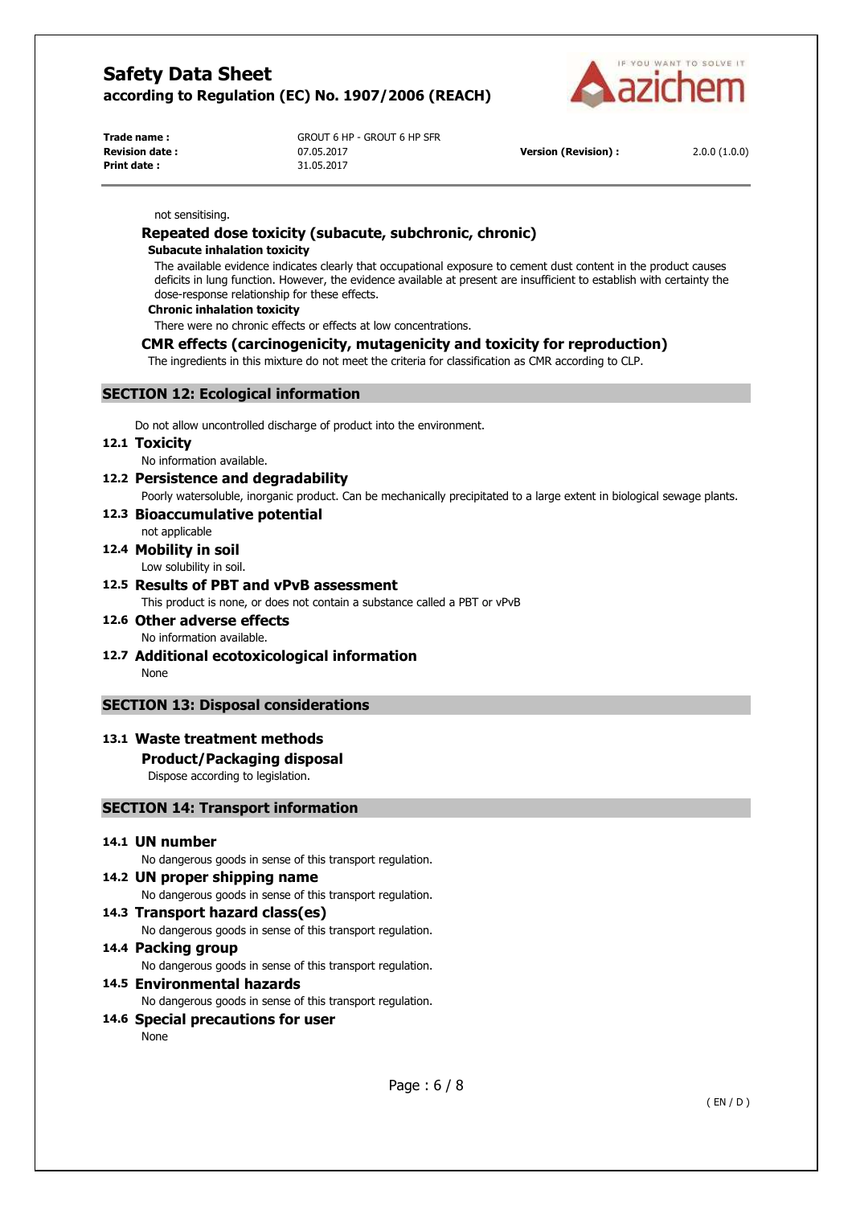not sensitising.

### Repeated dose toxicity (subacute, subchronic, chronic)

**Subacute inhalation toxicity**

The available evidence indicates clearly that occupational exposure to cement dust content in the product causes deficits in lung function. However, the evidence available at present are insufficient to establish with certainty the dose-response relationship for these effects.

**Chronic inhalation toxicity**

There were no chronic effects or effects at low concentrations.

### CMR effects (carcinogenicity, mutagenicity and toxicity for reproduction)

The ingredients in this mixture do not meet the criteria for classification as CMR according to CLP.

## SECTION 12: Ecological information

Do not allow uncontrolled discharge of product into the environment.

### 12.1 Toxicity

No information available.

### 12.2 Persistence and degradability

Poorly watersoluble, inorganic product. Can be mechanically precipitated to a large extent in biological sewage plants.

### 12.3 Bioaccumulative potential

not applicable

### 12.4 Mobility in soil

Low solubility in soil.

### 12.5 Results of PBT and vPvB assessment

This product is none, or does not contain a substance called a PBT or vPvB

### 12.6 Other adverse effects

No information available.

### 12.7 Additional ecotoxicological information

None

## SECTION 13: Disposal considerations

### 13.1 Waste treatment methods

**Product/Packaging disposal**

Dispose according to legislation.

## SECTION 14: Transport information

### 14.1 UN number

No dangerous goods in sense of this transport regulation.

### 14.2 UN proper shipping name

No dangerous goods in sense of this transport regulation.

### 14.3 Transport hazard class(es)

No dangerous goods in sense of this transport regulation.

### 14.4 Packing group

No dangerous goods in sense of this transport regulation.

### 14.5 Environmental hazards

No dangerous goods in sense of this transport regulation.

### 14.6 Special precautions for user

None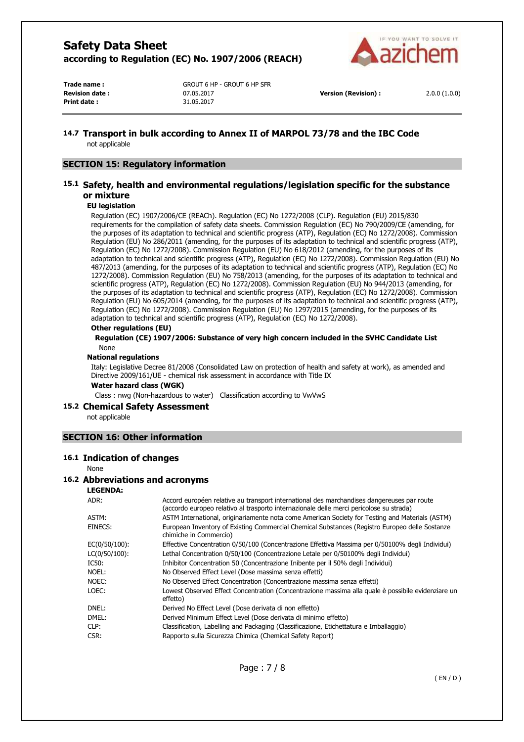### 14.7 Transport in bulk according to Annex II of MARPOL 73/78 and the IBC Code

not applicable

## SECTION 15: Regulatory information

### 15.1 Safety, health and environmental regulations/legislation specific for the substance or mixture

**EU legislation**

Regulation (EC) 1907/2006/CE (REACh). Regulation (EC) No 1272/2008 (CLP). Regulation (EU) 2015/830 requirements for the compilation of safety data sheets. Commission Regulation (EC) No 790/2009/CE (amending, for the purposes of its adaptation to technical and scientific progress (ATP), Regulation (EC) No 1272/2008). Commission Regulation (EU) No 286/2011 (amending, for the purposes of its adaptation to technical and scientific progress (ATP), Regulation (EC) No 1272/2008). Commission Regulation (EU) No 618/2012 (amending, for the purposes of its adaptation to technical and scientific progress (ATP), Regulation (EC) No 1272/2008). Commission Regulation (EU) No 487/2013 (amending, for the purposes of its adaptation to technical and scientific progress (ATP), Regulation (EC) No 1272/2008). Commission Regulation (EU) No 758/2013 (amending, for the purposes of its adaptation to technical and scientific progress (ATP), Regulation (EC) No 1272/2008). Commission Regulation (EU) No 944/2013 (amending, for the purposes of its adaptation to technical and scientific progress (ATP), Regulation (EC) No 1272/2008). Commission Regulation (EU) No 605/2014 (amending, for the purposes of its adaptation to technical and scientific progress (ATP), Regulation (EC) No 1272/2008). Commission Regulation (EU) No 1297/2015 (amending, for the purposes of its adaptation to technical and scientific progress (ATP), Regulation (EC) No 1272/2008).

**Other regulations (EU)**

**Regulation (CE) 1907/2006: Substance of very high concern included in the SVHC Candidate List**

None

**National regulations**

Italy: Legislative Decree 81/2008 (Consolidated Law on protection of health and safety at work), as amended and Directive 2009/161/UE - chemical risk assessment in accordance with Title IX

**Water hazard class (WGK)**

Class : nwg (Non-hazardous to water) Classification according to VwVwS

### 15.2 Chemical Safety Assessment

not applicable

## SECTION 16: Other information

### 16.1 Indication of changes

None

### 16.2 Abbreviations and acronyms

**LEGENDA:**

| | |
|---|---|
| ADR: | Accord européen relative au transport international des marchandises dangereuses par route (accordo europeo relativo al trasporto internazionale delle merci pericolose su strada) |
| ASTM: | ASTM International, originariamente nota come American Society for Testing and Materials (ASTM) |
| EINECS: | European Inventory of Existing Commercial Chemical Substances (Registro Europeo delle Sostanze chimiche in Commercio) |
| EC(0/50/100): | Effective Concentration 0/50/100 (Concentrazione Effettiva Massima per 0/50100% degli Individui) |
| LC(0/50/100): | Lethal Concentration 0/50/100 (Concentrazione Letale per 0/50100% degli Individui) |
| IC50: | Inhibitor Concentration 50 (Concentrazione Inibente per il 50% degli Individui) |
| NOEL: | No Observed Effect Level (Dose massima senza effetti) |
| NOEC: | No Observed Effect Concentration (Concentrazione massima senza effetti) |
| LOEC: | Lowest Observed Effect Concentration (Concentrazione massima alla quale è possibile evidenziare un effetto) |
| DNEL: | Derived No Effect Level (Dose derivata di non effetto) |
| DMEL: | Derived Minimum Effect Level (Dose derivata di minimo effetto) |
| CLP: | Classification, Labelling and Packaging (Classificazione, Etichettatura e Imballaggio) |
| CSR: | Rapporto sulla Sicurezza Chimica (Chemical Safety Report) |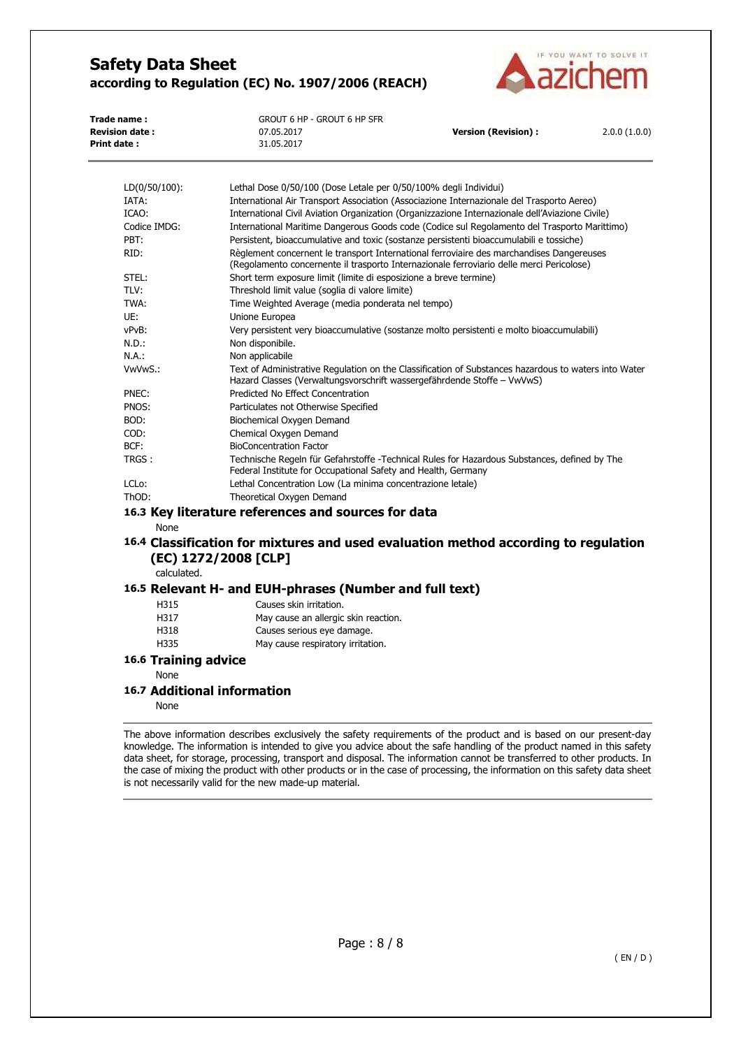| | |
|---|---|
| LD(0/50/100): | Lethal Dose 0/50/100 (Dose Letale per 0/50/100% degli Individui) |
| IATA: | International Air Transport Association (Associazione Internazionale del Trasporto Aereo) |
| ICAO: | International Civil Aviation Organization (Organizzazione Internazionale dell'Aviazione Civile) |
| Codice IMDG: | International Maritime Dangerous Goods code (Codice sul Regolamento del Trasporto Marittimo) |
| PBT: | Persistent, bioaccumulative and toxic (sostanze persistenti bioaccumulabili e tossiche) |
| RID: | Règlement concernent le transport International ferroviaire des marchandises Dangereuses (Regolamento concernente il trasporto Internazionale ferroviario delle merci Pericolose) |
| STEL: | Short term exposure limit (limite di esposizione a breve termine) |
| TLV: | Threshold limit value (soglia di valore limite) |
| TWA: | Time Weighted Average (media ponderata nel tempo) |
| UE: | Unione Europea |
| vPvB: | Very persistent very bioaccumulative (sostanze molto persistenti e molto bioaccumulabili) |
| N.D.: | Non disponibile. |
| N.A.: | Non applicabile |
| VwVwS.: | Text of Administrative Regulation on the Classification of Substances hazardous to waters into Water Hazard Classes (Verwaltungsvorschrift wassergefährdende Stoffe – VwVwS) |
| PNEC: | Predicted No Effect Concentration |
| PNOS: | Particulates not Otherwise Specified |
| BOD: | Biochemical Oxygen Demand |
| COD: | Chemical Oxygen Demand |
| BCF: | BioConcentration Factor |
| TRGS : | Technische Regeln für Gefahrstoffe -Technical Rules for Hazardous Substances, defined by The Federal Institute for Occupational Safety and Health, Germany |
| LCLo: | Lethal Concentration Low (La minima concentrazione letale) |
| ThOD: | Theoretical Oxygen Demand |

### 16.3 Key literature references and sources for data

None

### 16.4 Classification for mixtures and used evaluation method according to regulation (EC) 1272/2008 [CLP]

calculated.

### 16.5 Relevant H- and EUH-phrases (Number and full text)

| | |
|---|---|
| H315 | Causes skin irritation. |
| H317 | May cause an allergic skin reaction. |
| H318 | Causes serious eye damage. |
| H335 | May cause respiratory irritation. |

### 16.6 Training advice

None

### 16.7 Additional information

None

---

The above information describes exclusively the safety requirements of the product and is based on our present-day knowledge. The information is intended to give you advice about the safe handling of the product named in this safety data sheet, for storage, processing, transport and disposal. The information cannot be transferred to other products. In the case of mixing the product with other products or in the case of processing, the information on this safety data sheet is not necessarily valid for the new made-up material.